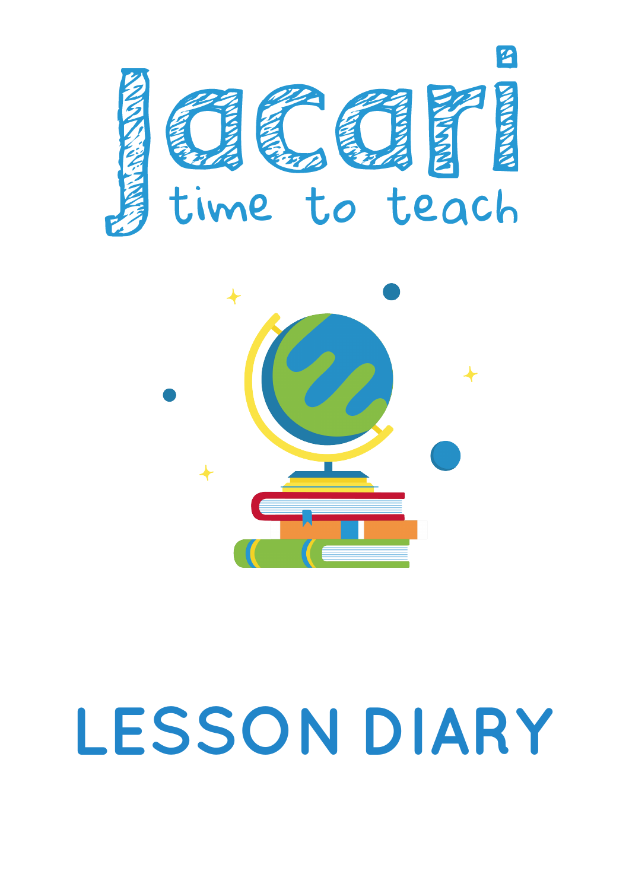# Jacari

time to teach

# LESSON DIARY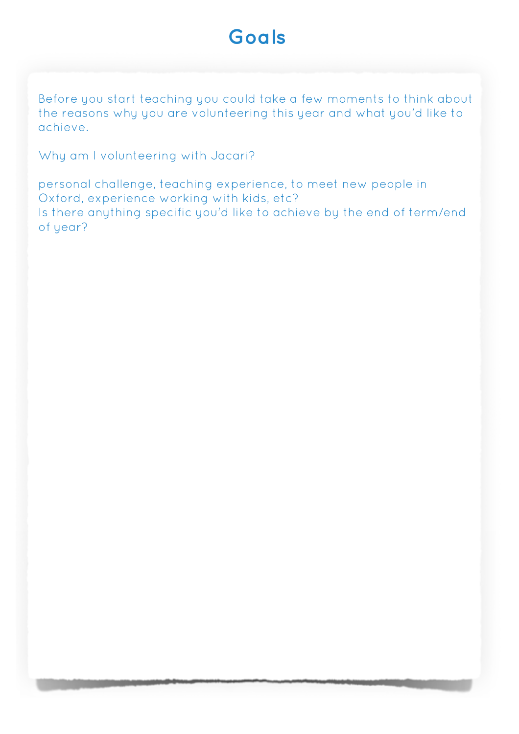# Goals

Before you start teaching you could take a few moments to think about the reasons why you are volunteering this year and what you'd like to achieve.

Why am I volunteering with Jacari?

personal challenge, teaching experience, to meet new people in Oxford, experience working with kids, etc?
Is there anything specific you'd like to achieve by the end of term/end of year?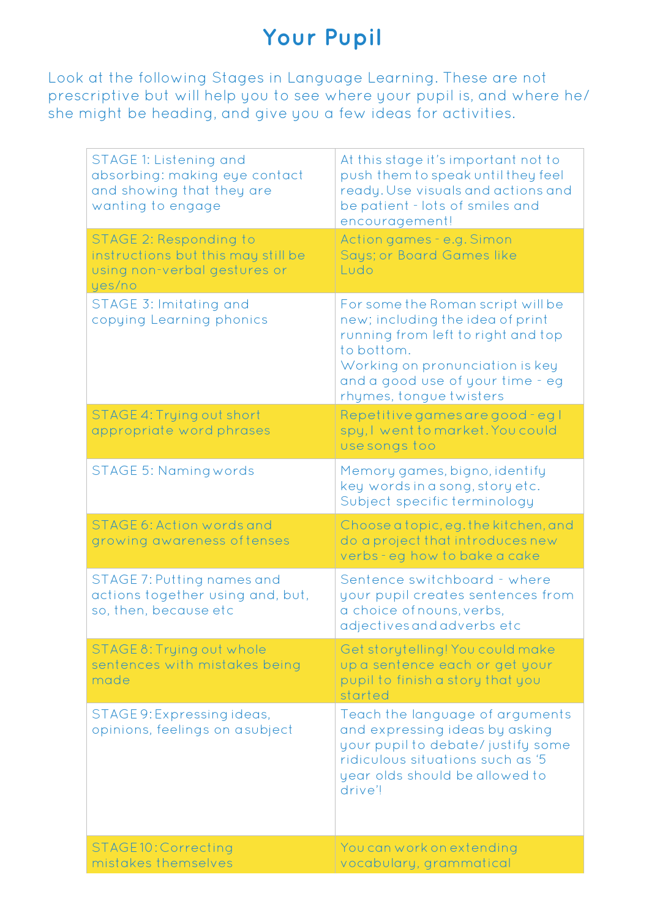# Your Pupil

Look at the following Stages in Language Learning. These are not prescriptive but will help you to see where your pupil is, and where he/she might be heading, and give you a few ideas for activities.

| | |
|---|---|
| STAGE 1: Listening and absorbing: making eye contact and showing that they are wanting to engage | At this stage it's important not to push them to speak until they feel ready. Use visuals and actions and be patient - lots of smiles and encouragement! |
| STAGE 2: Responding to instructions but this may still be using non-verbal gestures or yes/no | Action games - e.g. Simon Says; or Board Games like Ludo |
| STAGE 3: Imitating and copying Learning phonics | For some the Roman script will be new; including the idea of print running from left to right and top to bottom. Working on pronunciation is key and a good use of your time - eg rhymes, tongue twisters |
| STAGE 4: Trying out short appropriate word phrases | Repetitive games are good - eg I spy, I went to market. You could use songs too |
| STAGE 5: Naming words | Memory games, bigno, identify key words in a song, story etc. Subject specific terminology |
| STAGE 6: Action words and growing awareness of tenses | Choose a topic, eg. the kitchen, and do a project that introduces new verbs - eg how to bake a cake |
| STAGE 7: Putting names and actions together using and, but, so, then, because etc | Sentence switchboard - where your pupil creates sentences from a choice of nouns, verbs, adjectives and adverbs etc |
| STAGE 8: Trying out whole sentences with mistakes being made | Get storytelling! You could make up a sentence each or get your pupil to finish a story that you started |
| STAGE 9: Expressing ideas, opinions, feelings on a subject | Teach the language of arguments and expressing ideas by asking your pupil to debate/ justify some ridiculous situations such as '5 year olds should be allowed to drive'! |
| STAGE 10: Correcting mistakes themselves | You can work on extending vocabulary, grammatical |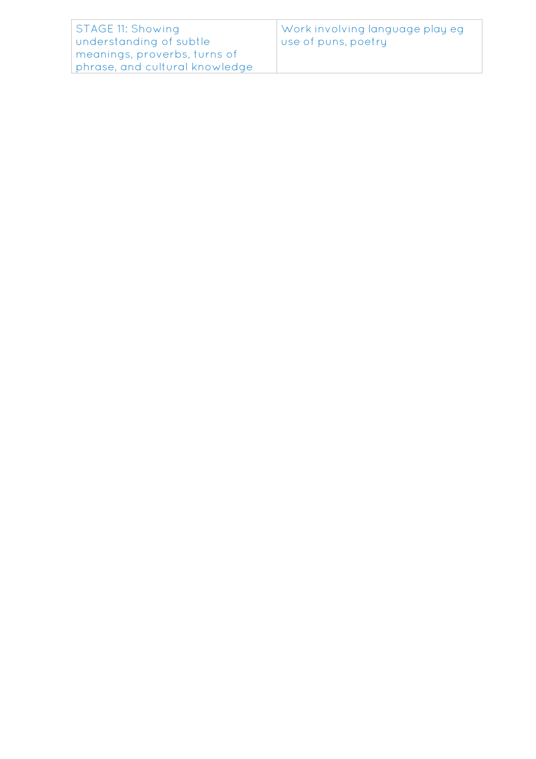| STAGE 11: Showing understanding of subtle meanings, proverbs, turns of phrase, and cultural knowledge | Work involving language play eg use of puns, poetry |
|---|---|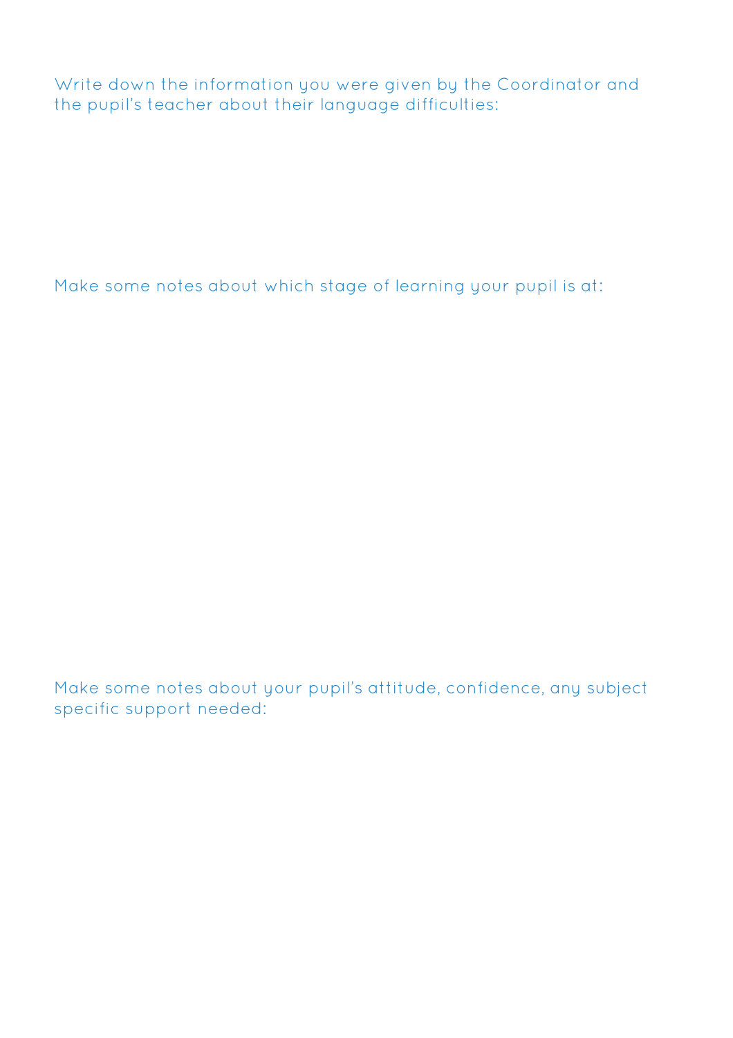Write down the information you were given by the Coordinator and the pupil's teacher about their language difficulties:

Make some notes about which stage of learning your pupil is at:

Make some notes about your pupil's attitude, confidence, any subject specific support needed: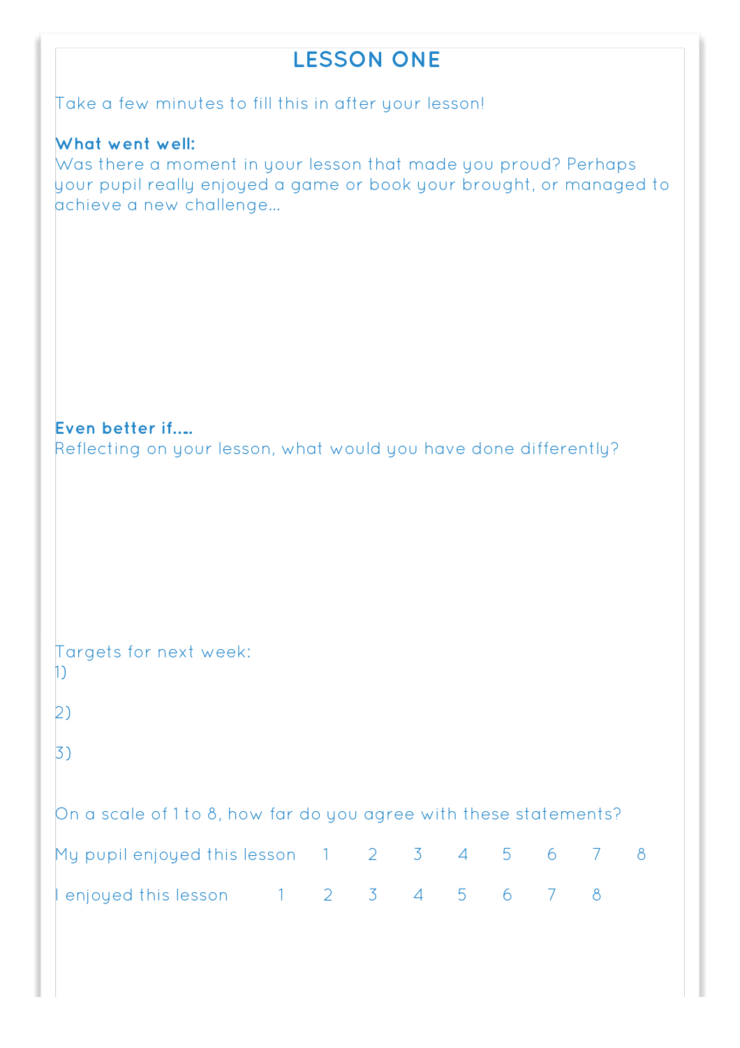# LESSON ONE

Take a few minutes to fill this in after your lesson!

**What went well:**

Was there a moment in your lesson that made you proud? Perhaps your pupil really enjoyed a game or book your brought, or managed to achieve a new challenge...

**Even better if....**

Reflecting on your lesson, what would you have done differently?

Targets for next week:

1)

2)

3)

On a scale of 1 to 8, how far do you agree with these statements?

My pupil enjoyed this lesson 1 2 3 4 5 6 7 8

I enjoyed this lesson 1 2 3 4 5 6 7 8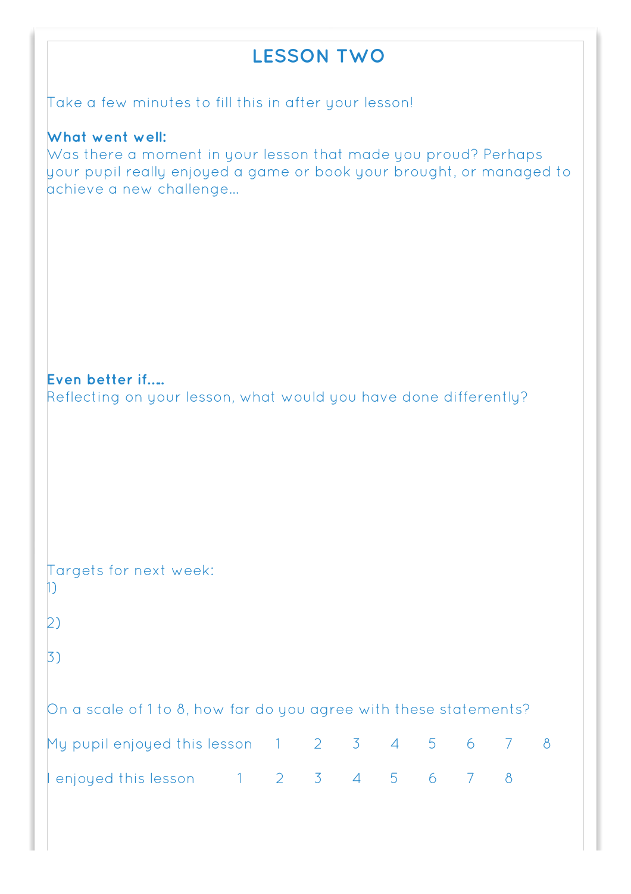# LESSON TWO

Take a few minutes to fill this in after your lesson!

**What went well:**
Was there a moment in your lesson that made you proud? Perhaps your pupil really enjoyed a game or book your brought, or managed to achieve a new challenge…

**Even better if….**
Reflecting on your lesson, what would you have done differently?

Targets for next week:
1)

2)

3)

On a scale of 1 to 8, how far do you agree with these statements?

My pupil enjoyed this lesson 1 2 3 4 5 6 7 8

I enjoyed this lesson 1 2 3 4 5 6 7 8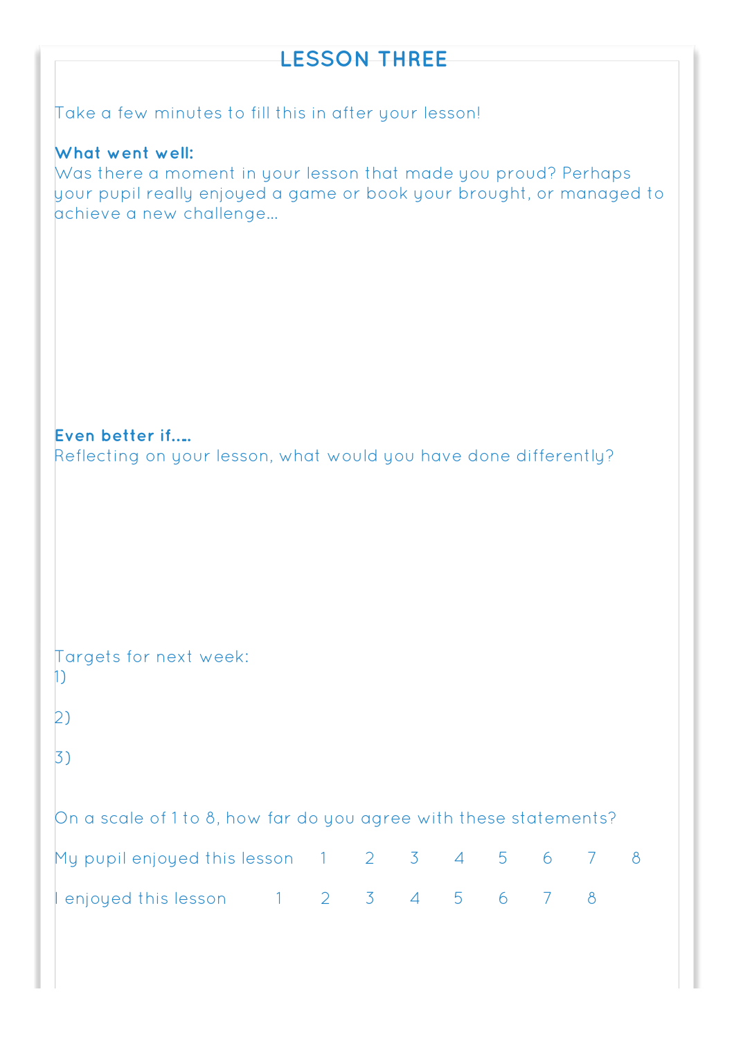## LESSON THREE

Take a few minutes to fill this in after your lesson!

**What went well:**
Was there a moment in your lesson that made you proud? Perhaps your pupil really enjoyed a game or book your brought, or managed to achieve a new challenge...

**Even better if....**
Reflecting on your lesson, what would you have done differently?

Targets for next week:
1)

2)

3)

On a scale of 1 to 8, how far do you agree with these statements?

My pupil enjoyed this lesson 1 2 3 4 5 6 7 8

I enjoyed this lesson 1 2 3 4 5 6 7 8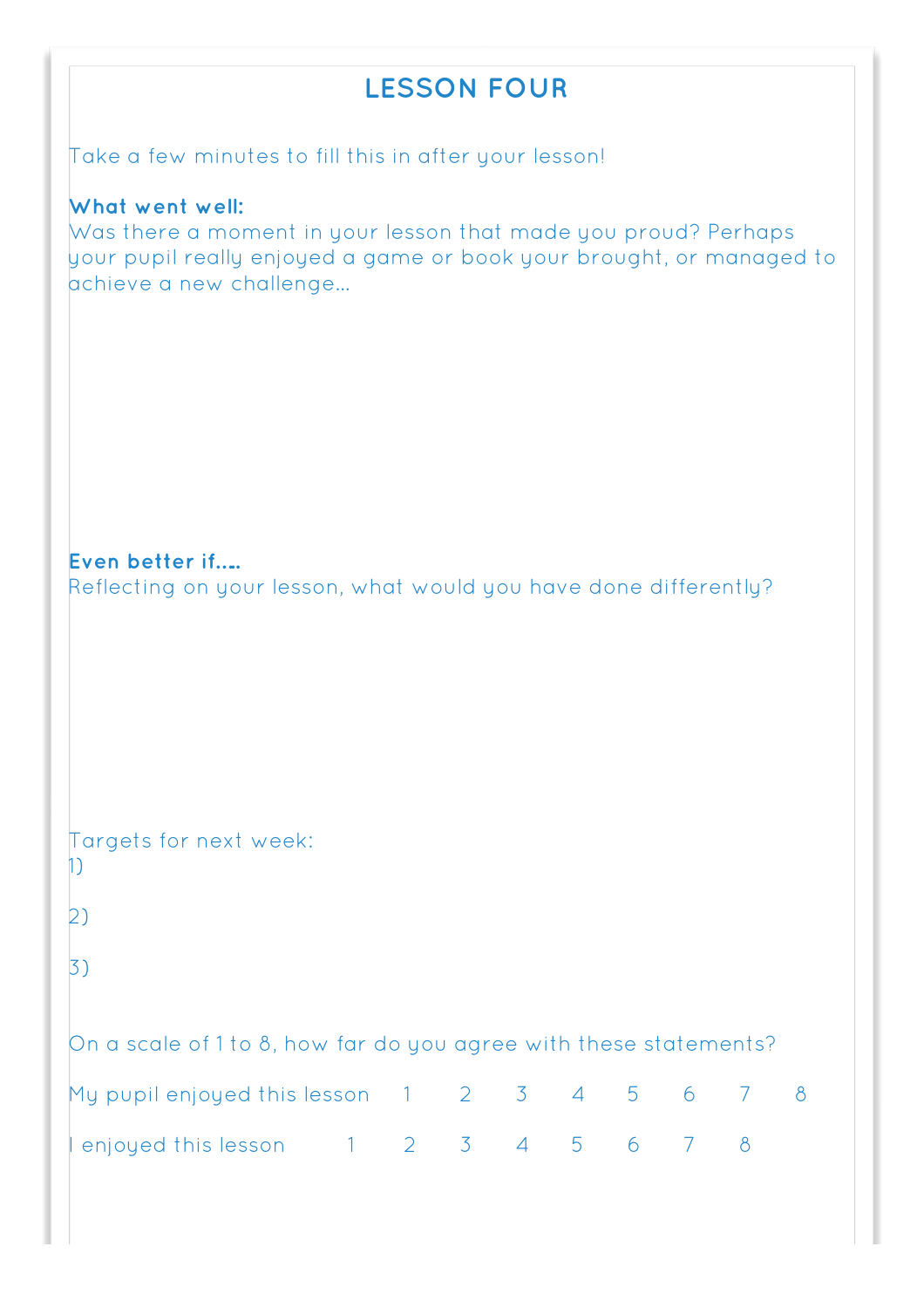# LESSON FOUR

Take a few minutes to fill this in after your lesson!

**What went well:**
Was there a moment in your lesson that made you proud? Perhaps your pupil really enjoyed a game or book your brought, or managed to achieve a new challenge...

**Even better if....**
Reflecting on your lesson, what would you have done differently?

Targets for next week:
1)

2)

3)

On a scale of 1 to 8, how far do you agree with these statements?

My pupil enjoyed this lesson 1 2 3 4 5 6 7 8

I enjoyed this lesson 1 2 3 4 5 6 7 8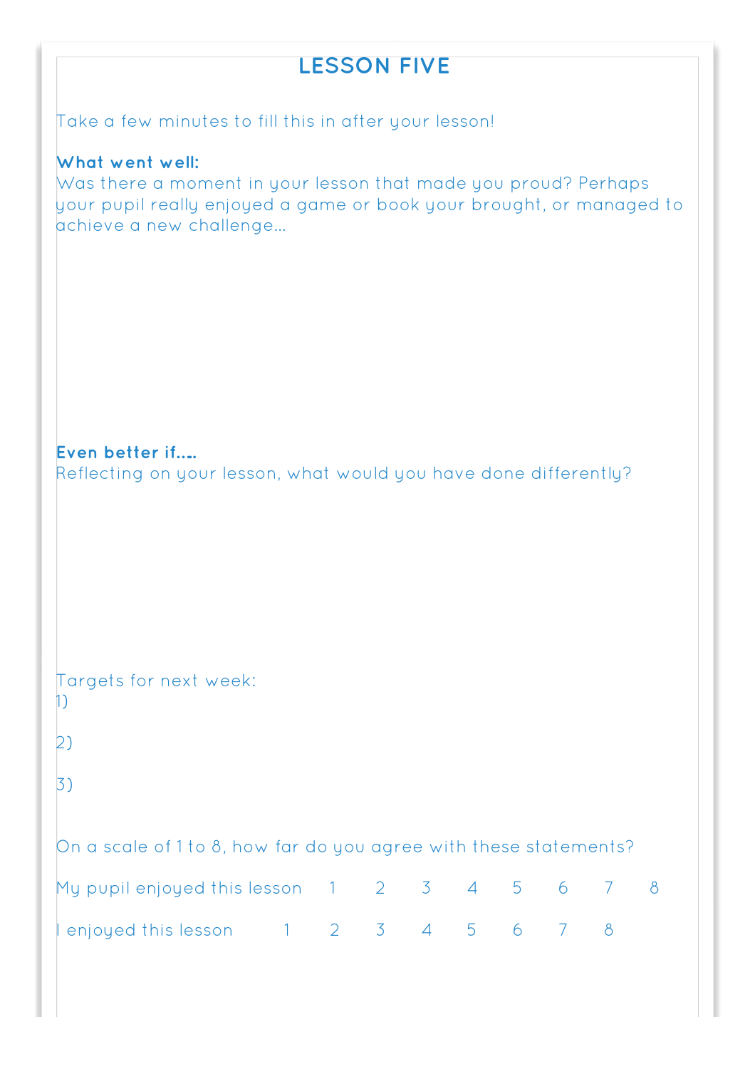# LESSON FIVE

Take a few minutes to fill this in after your lesson!

**What went well:**
Was there a moment in your lesson that made you proud? Perhaps your pupil really enjoyed a game or book your brought, or managed to achieve a new challenge...

**Even better if....**
Reflecting on your lesson, what would you have done differently?

Targets for next week:
1)

2)

3)

On a scale of 1 to 8, how far do you agree with these statements?

My pupil enjoyed this lesson 1 2 3 4 5 6 7 8

I enjoyed this lesson 1 2 3 4 5 6 7 8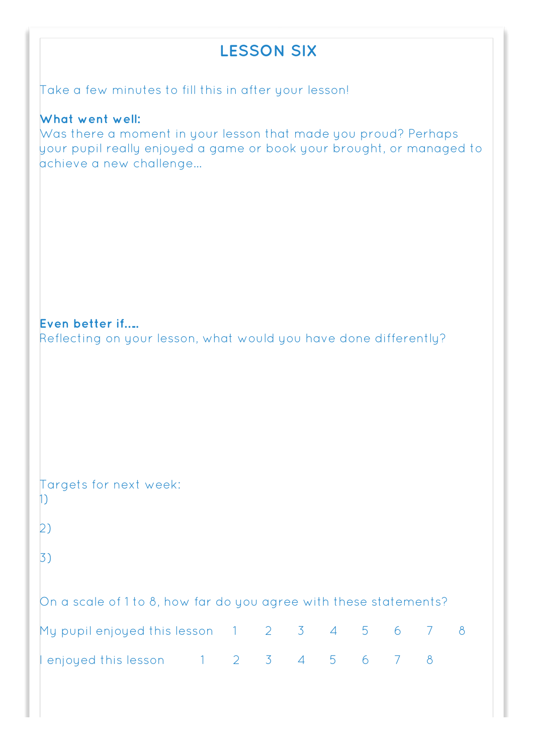# LESSON SIX

Take a few minutes to fill this in after your lesson!

**What went well:**
Was there a moment in your lesson that made you proud? Perhaps your pupil really enjoyed a game or book your brought, or managed to achieve a new challenge…

**Even better if….**
Reflecting on your lesson, what would you have done differently?

Targets for next week:
1)

2)

3)

On a scale of 1 to 8, how far do you agree with these statements?

My pupil enjoyed this lesson 1 2 3 4 5 6 7 8

I enjoyed this lesson 1 2 3 4 5 6 7 8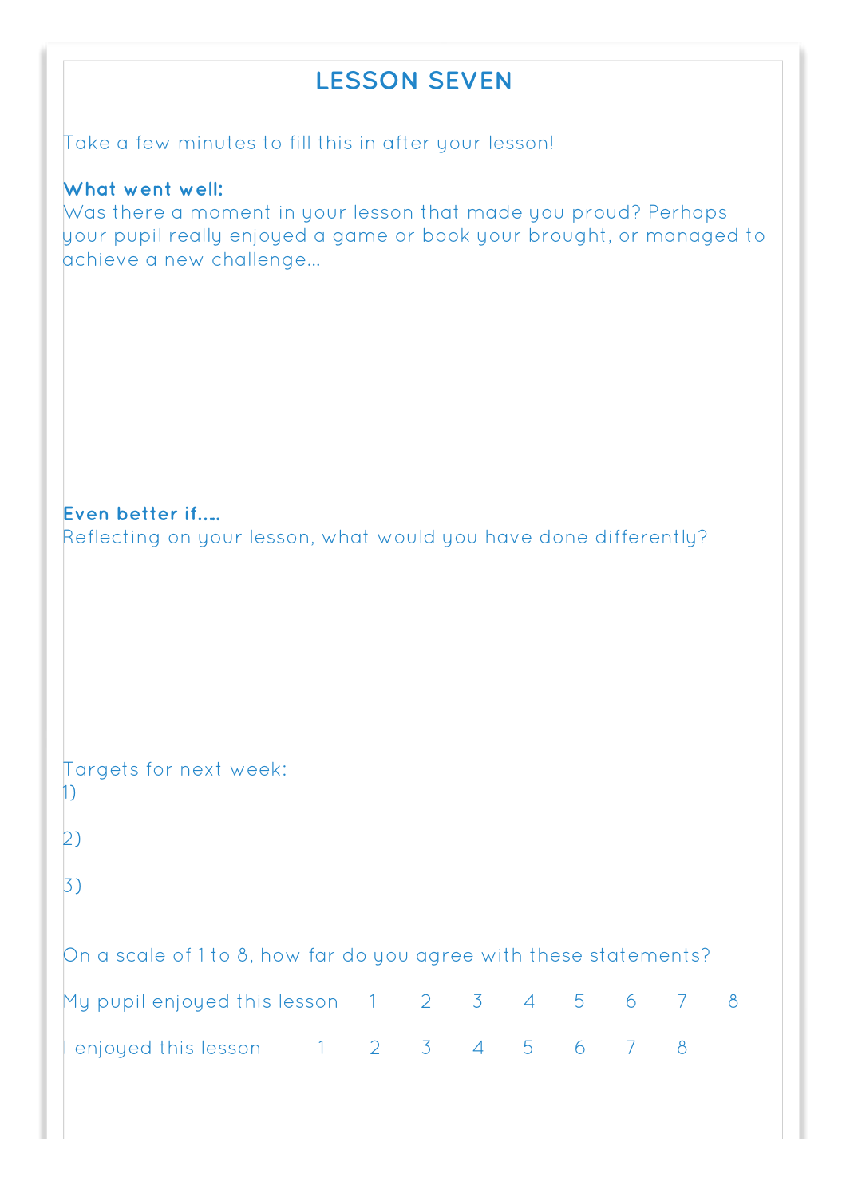# LESSON SEVEN

Take a few minutes to fill this in after your lesson!

**What went well:**
Was there a moment in your lesson that made you proud? Perhaps your pupil really enjoyed a game or book your brought, or managed to achieve a new challenge...

**Even better if....**
Reflecting on your lesson, what would you have done differently?

Targets for next week:

1)

2)

3)

On a scale of 1 to 8, how far do you agree with these statements?

My pupil enjoyed this lesson 1 2 3 4 5 6 7 8

I enjoyed this lesson 1 2 3 4 5 6 7 8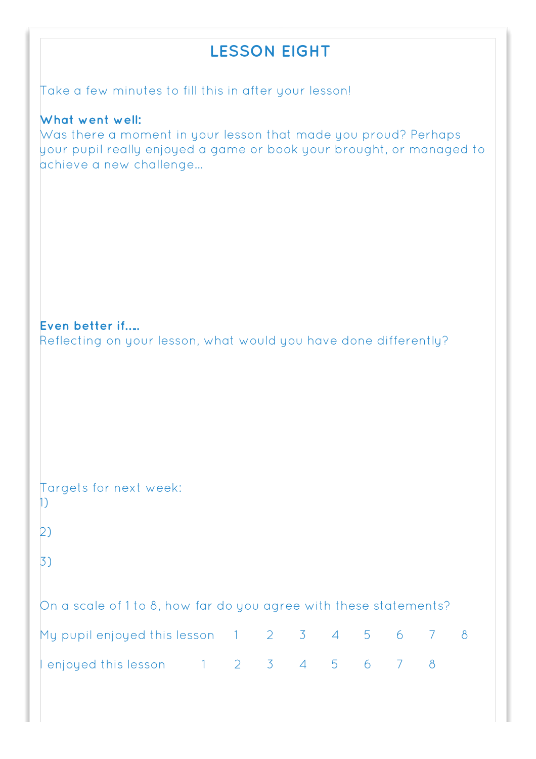# LESSON EIGHT

Take a few minutes to fill this in after your lesson!

**What went well:**
Was there a moment in your lesson that made you proud? Perhaps your pupil really enjoyed a game or book your brought, or managed to achieve a new challenge…

**Even better if….**
Reflecting on your lesson, what would you have done differently?

Targets for next week:
1)

2)

3)

On a scale of 1 to 8, how far do you agree with these statements?

My pupil enjoyed this lesson 1 2 3 4 5 6 7 8

I enjoyed this lesson 1 2 3 4 5 6 7 8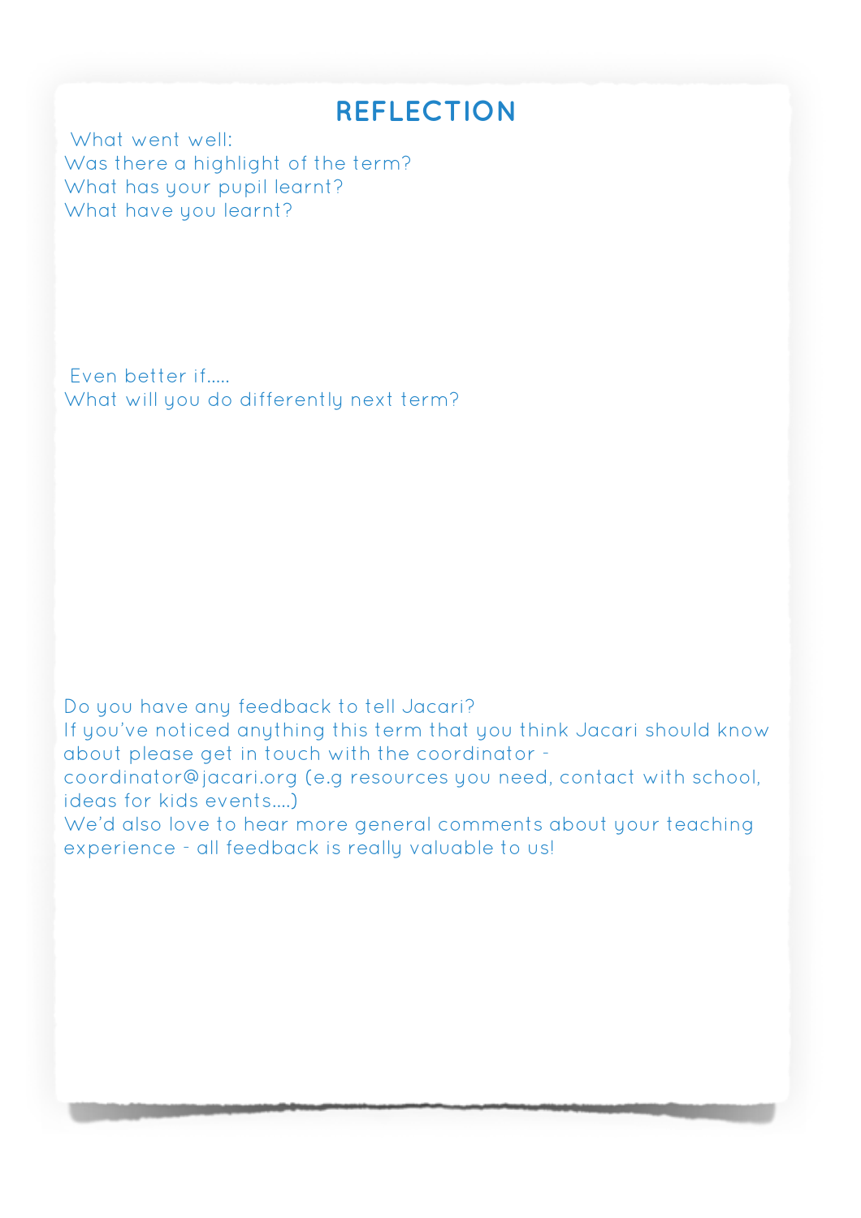# REFLECTION

What went well:
Was there a highlight of the term?
What has your pupil learnt?
What have you learnt?

Even better if.....
What will you do differently next term?

Do you have any feedback to tell Jacari?
If you've noticed anything this term that you think Jacari should know about please get in touch with the coordinator - coordinator@jacari.org (e.g resources you need, contact with school, ideas for kids events....)
We'd also love to hear more general comments about your teaching experience - all feedback is really valuable to us!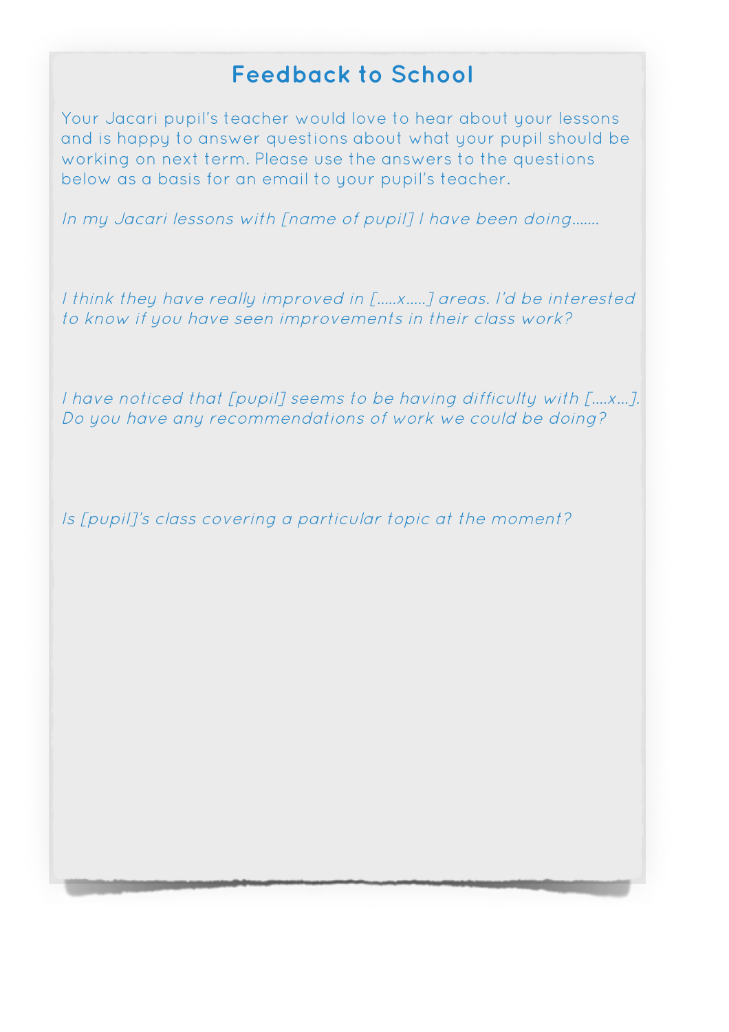# Feedback to School

Your Jacari pupil's teacher would love to hear about your lessons and is happy to answer questions about what your pupil should be working on next term. Please use the answers to the questions below as a basis for an email to your pupil's teacher.

*In my Jacari lessons with [name of pupil] I have been doing.......*

*I think they have really improved in [.....x.....] areas. I'd be interested to know if you have seen improvements in their class work?*

*I have noticed that [pupil] seems to be having difficulty with [....x...]. Do you have any recommendations of work we could be doing?*

*Is [pupil]'s class covering a particular topic at the moment?*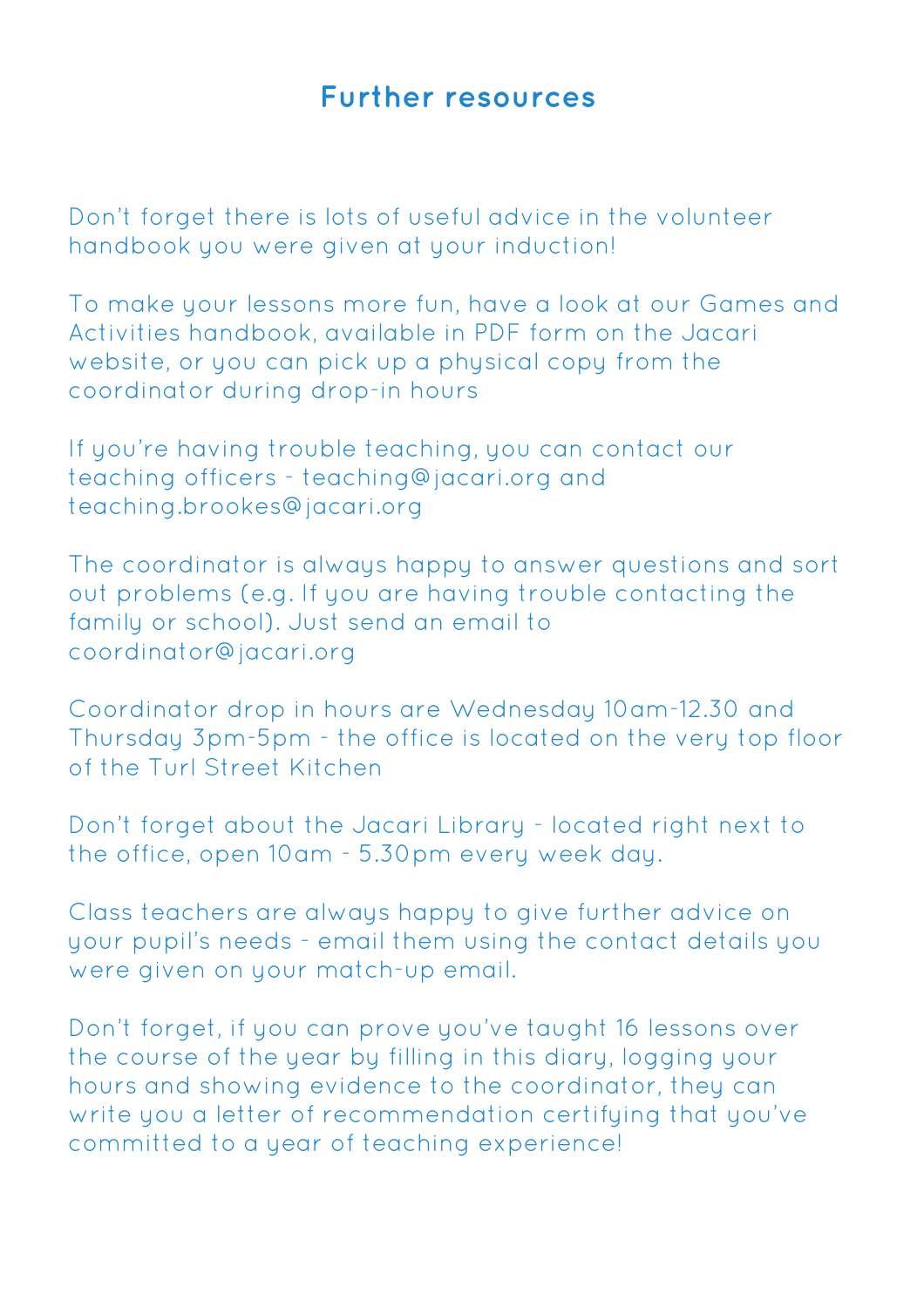# Further resources

Don't forget there is lots of useful advice in the volunteer handbook you were given at your induction!

To make your lessons more fun, have a look at our Games and Activities handbook, available in PDF form on the Jacari website, or you can pick up a physical copy from the coordinator during drop-in hours

If you're having trouble teaching, you can contact our teaching officers - teaching@jacari.org and teaching.brookes@jacari.org

The coordinator is always happy to answer questions and sort out problems (e.g. If you are having trouble contacting the family or school). Just send an email to coordinator@jacari.org

Coordinator drop in hours are Wednesday 10am-12.30 and Thursday 3pm-5pm - the office is located on the very top floor of the Turl Street Kitchen

Don't forget about the Jacari Library - located right next to the office, open 10am - 5.30pm every week day.

Class teachers are always happy to give further advice on your pupil's needs - email them using the contact details you were given on your match-up email.

Don't forget, if you can prove you've taught 16 lessons over the course of the year by filling in this diary, logging your hours and showing evidence to the coordinator, they can write you a letter of recommendation certifying that you've committed to a year of teaching experience!